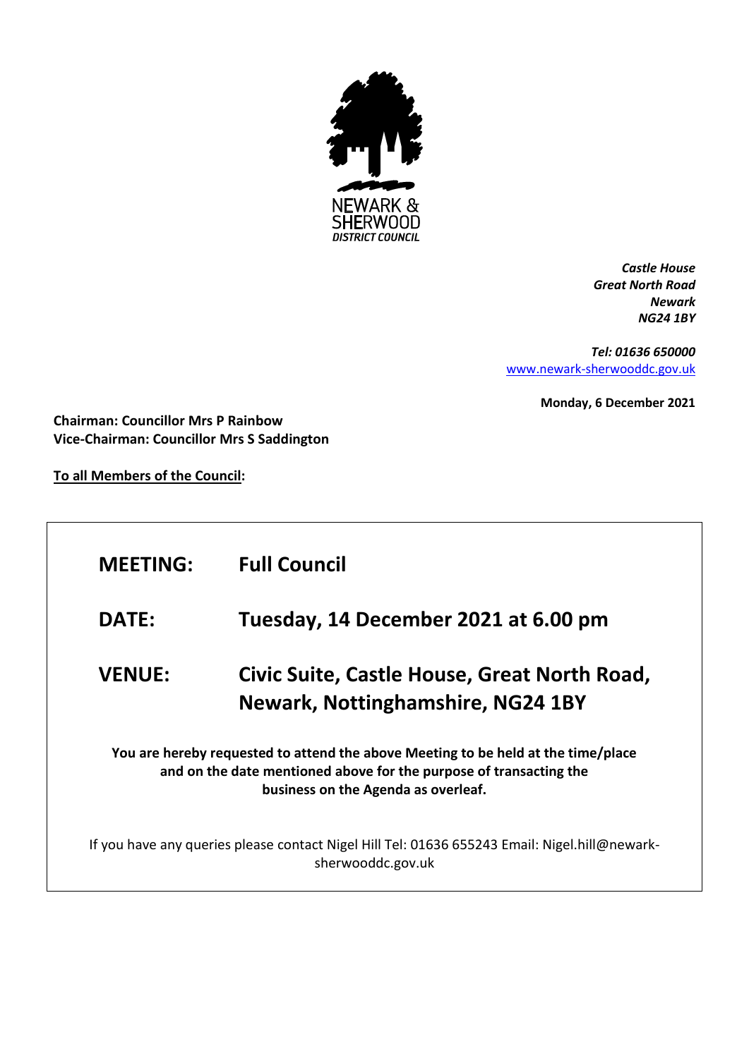NEWARK & SHERWOOD DISTRICT COUNCIL

*Castle House*
*Great North Road*
*Newark*
*NG24 1BY*

*Tel: 01636 650000*
[www.newark-sherwooddc.gov.uk](http://www.newark-sherwooddc.gov.uk)

**Monday, 6 December 2021**

**Chairman: Councillor Mrs P Rainbow**
**Vice-Chairman: Councillor Mrs S Saddington**

**To all Members of the Council:**

| | |
|---|---|
| **MEETING:** | **Full Council** |
| **DATE:** | **Tuesday, 14 December 2021 at 6.00 pm** |
| **VENUE:** | **Civic Suite, Castle House, Great North Road, Newark, Nottinghamshire, NG24 1BY** |

**You are hereby requested to attend the above Meeting to be held at the time/place and on the date mentioned above for the purpose of transacting the business on the Agenda as overleaf.**

If you have any queries please contact Nigel Hill Tel: 01636 655243 Email: Nigel.hill@newark-sherwooddc.gov.uk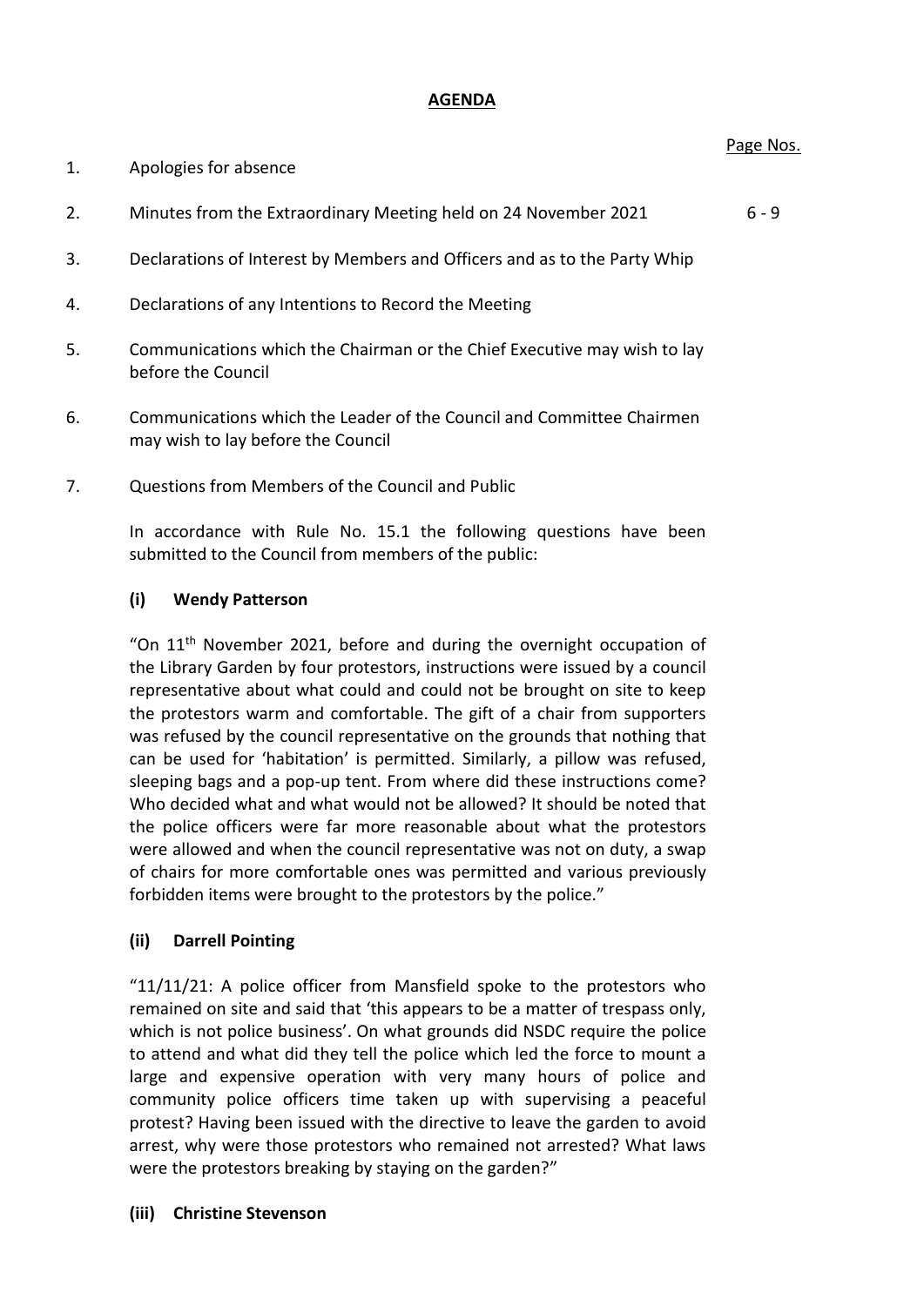# AGENDA

Page Nos.

1. Apologies for absence

2. Minutes from the Extraordinary Meeting held on 24 November 2021 — 6 - 9

3. Declarations of Interest by Members and Officers and as to the Party Whip

4. Declarations of any Intentions to Record the Meeting

5. Communications which the Chairman or the Chief Executive may wish to lay before the Council

6. Communications which the Leader of the Council and Committee Chairmen may wish to lay before the Council

7. Questions from Members of the Council and Public

   In accordance with Rule No. 15.1 the following questions have been submitted to the Council from members of the public:

   **(i) Wendy Patterson**

   "On 11th November 2021, before and during the overnight occupation of the Library Garden by four protestors, instructions were issued by a council representative about what could and could not be brought on site to keep the protestors warm and comfortable. The gift of a chair from supporters was refused by the council representative on the grounds that nothing that can be used for 'habitation' is permitted. Similarly, a pillow was refused, sleeping bags and a pop-up tent. From where did these instructions come? Who decided what and what would not be allowed? It should be noted that the police officers were far more reasonable about what the protestors were allowed and when the council representative was not on duty, a swap of chairs for more comfortable ones was permitted and various previously forbidden items were brought to the protestors by the police."

   **(ii) Darrell Pointing**

   "11/11/21: A police officer from Mansfield spoke to the protestors who remained on site and said that 'this appears to be a matter of trespass only, which is not police business'. On what grounds did NSDC require the police to attend and what did they tell the police which led the force to mount a large and expensive operation with very many hours of police and community police officers time taken up with supervising a peaceful protest? Having been issued with the directive to leave the garden to avoid arrest, why were those protestors who remained not arrested? What laws were the protestors breaking by staying on the garden?"

   **(iii) Christine Stevenson**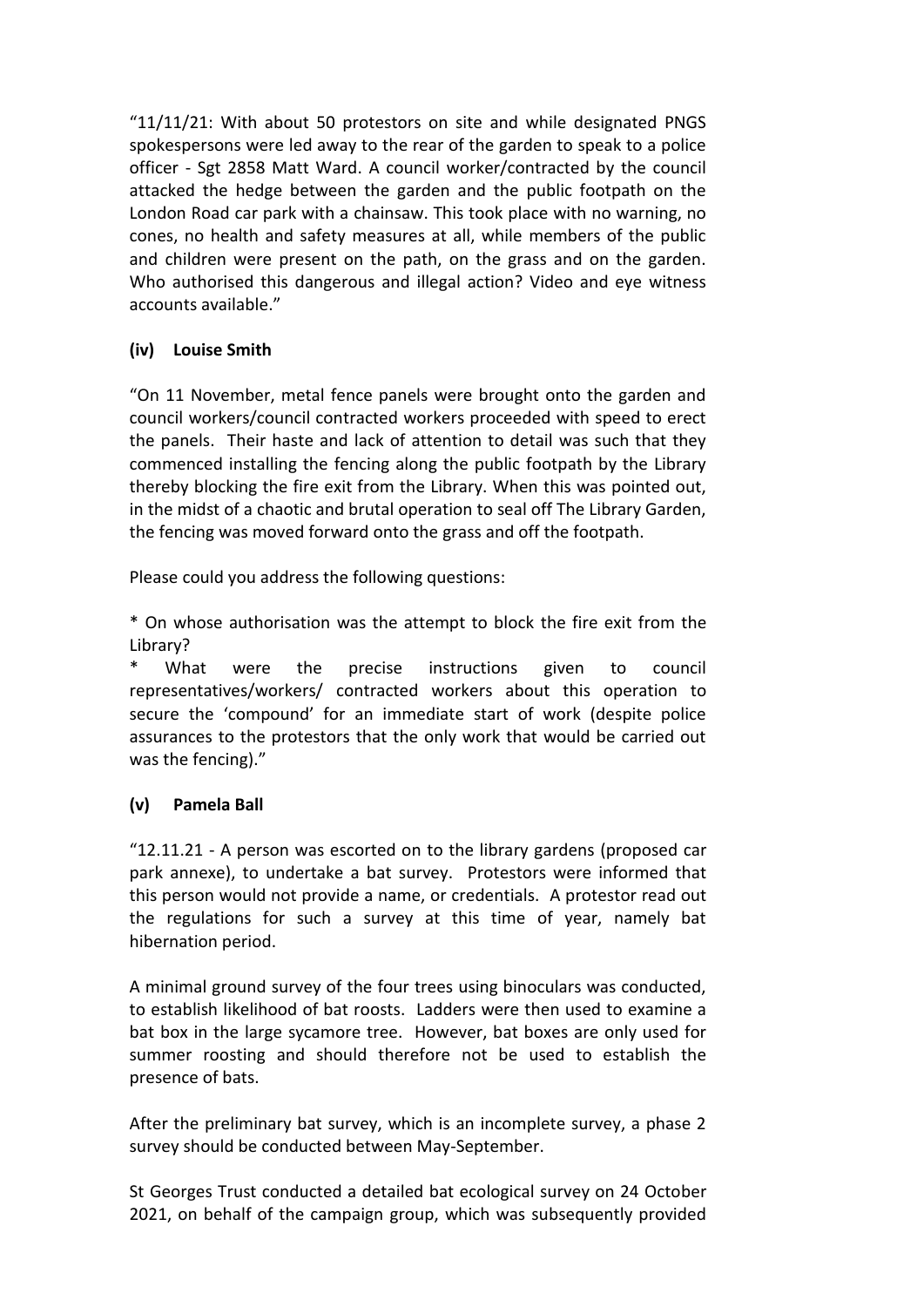"11/11/21: With about 50 protestors on site and while designated PNGS spokespersons were led away to the rear of the garden to speak to a police officer - Sgt 2858 Matt Ward. A council worker/contracted by the council attacked the hedge between the garden and the public footpath on the London Road car park with a chainsaw. This took place with no warning, no cones, no health and safety measures at all, while members of the public and children were present on the path, on the grass and on the garden. Who authorised this dangerous and illegal action? Video and eye witness accounts available."

### (iv) Louise Smith

"On 11 November, metal fence panels were brought onto the garden and council workers/council contracted workers proceeded with speed to erect the panels. Their haste and lack of attention to detail was such that they commenced installing the fencing along the public footpath by the Library thereby blocking the fire exit from the Library. When this was pointed out, in the midst of a chaotic and brutal operation to seal off The Library Garden, the fencing was moved forward onto the grass and off the footpath.

Please could you address the following questions:

* On whose authorisation was the attempt to block the fire exit from the Library?
* What were the precise instructions given to council representatives/workers/ contracted workers about this operation to secure the 'compound' for an immediate start of work (despite police assurances to the protestors that the only work that would be carried out was the fencing)."

### (v) Pamela Ball

"12.11.21 - A person was escorted on to the library gardens (proposed car park annexe), to undertake a bat survey. Protestors were informed that this person would not provide a name, or credentials. A protestor read out the regulations for such a survey at this time of year, namely bat hibernation period.

A minimal ground survey of the four trees using binoculars was conducted, to establish likelihood of bat roosts. Ladders were then used to examine a bat box in the large sycamore tree. However, bat boxes are only used for summer roosting and should therefore not be used to establish the presence of bats.

After the preliminary bat survey, which is an incomplete survey, a phase 2 survey should be conducted between May-September.

St Georges Trust conducted a detailed bat ecological survey on 24 October 2021, on behalf of the campaign group, which was subsequently provided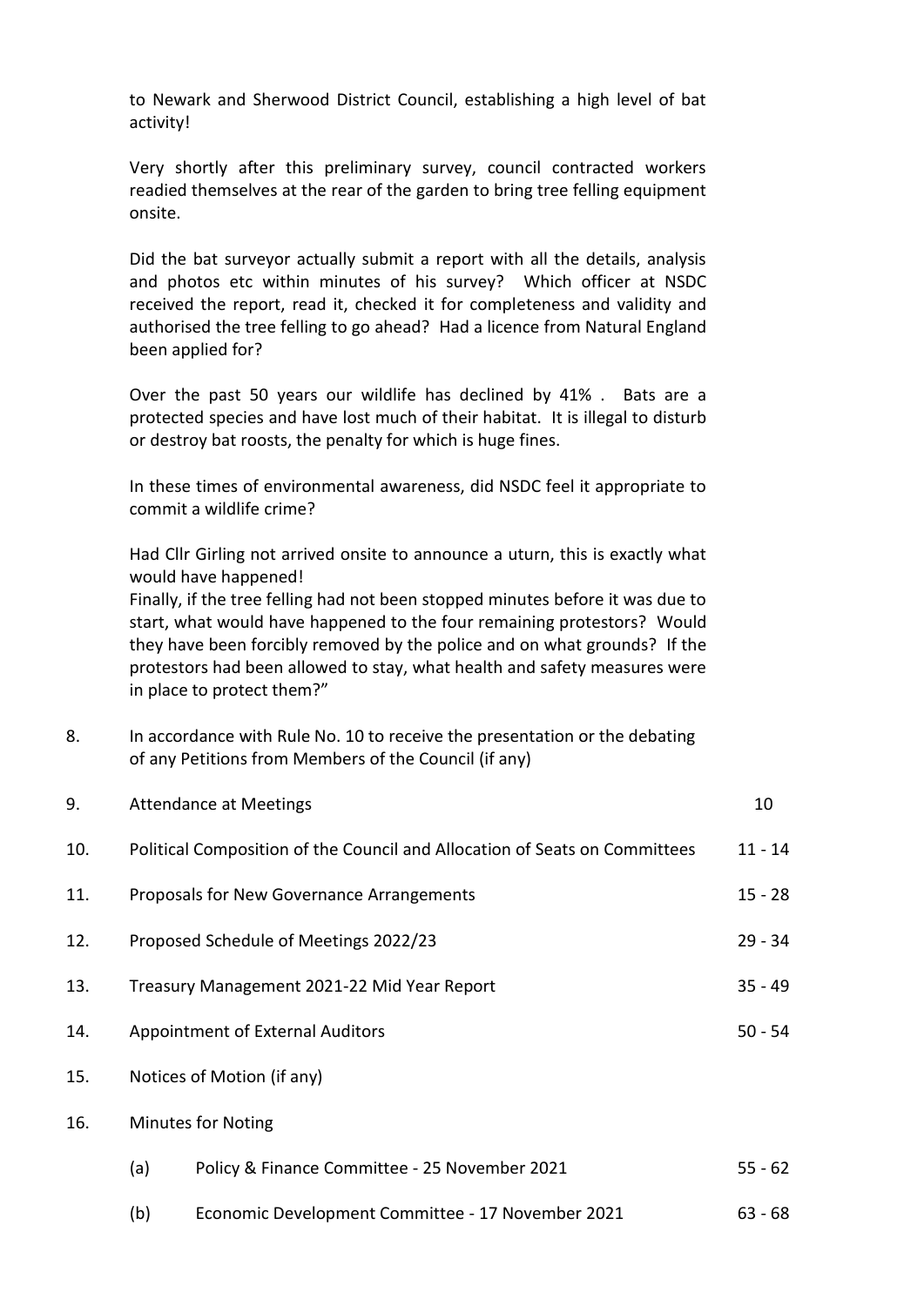to Newark and Sherwood District Council, establishing a high level of bat activity!

Very shortly after this preliminary survey, council contracted workers readied themselves at the rear of the garden to bring tree felling equipment onsite.

Did the bat surveyor actually submit a report with all the details, analysis and photos etc within minutes of his survey? Which officer at NSDC received the report, read it, checked it for completeness and validity and authorised the tree felling to go ahead? Had a licence from Natural England been applied for?

Over the past 50 years our wildlife has declined by 41% . Bats are a protected species and have lost much of their habitat. It is illegal to disturb or destroy bat roosts, the penalty for which is huge fines.

In these times of environmental awareness, did NSDC feel it appropriate to commit a wildlife crime?

Had Cllr Girling not arrived onsite to announce a uturn, this is exactly what would have happened!
Finally, if the tree felling had not been stopped minutes before it was due to start, what would have happened to the four remaining protestors? Would they have been forcibly removed by the police and on what grounds? If the protestors had been allowed to stay, what health and safety measures were in place to protect them?"

| | | |
|---|---|---|
| 8. | In accordance with Rule No. 10 to receive the presentation or the debating of any Petitions from Members of the Council (if any) | |
| 9. | Attendance at Meetings | 10 |
| 10. | Political Composition of the Council and Allocation of Seats on Committees | 11 - 14 |
| 11. | Proposals for New Governance Arrangements | 15 - 28 |
| 12. | Proposed Schedule of Meetings 2022/23 | 29 - 34 |
| 13. | Treasury Management 2021-22 Mid Year Report | 35 - 49 |
| 14. | Appointment of External Auditors | 50 - 54 |
| 15. | Notices of Motion (if any) | |
| 16. | Minutes for Noting | |
| | (a) Policy & Finance Committee - 25 November 2021 | 55 - 62 |
| | (b) Economic Development Committee - 17 November 2021 | 63 - 68 |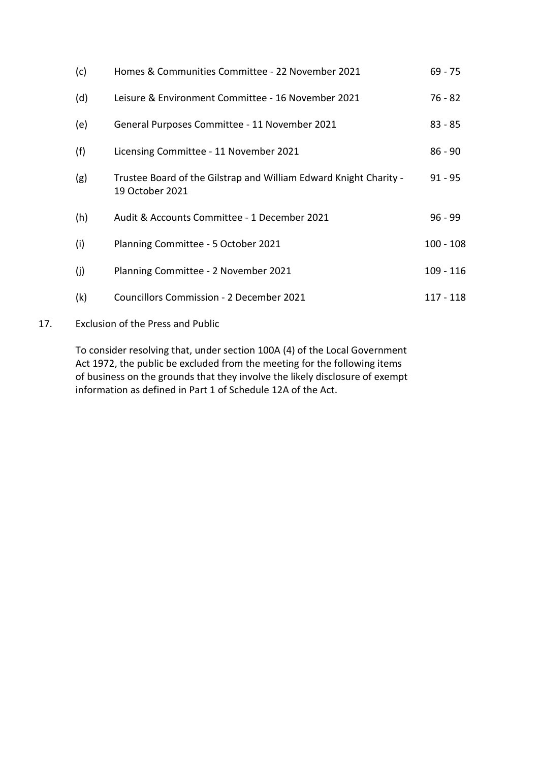| | | |
|---|---|---|
| (c) | Homes & Communities Committee - 22 November 2021 | 69 - 75 |
| (d) | Leisure & Environment Committee - 16 November 2021 | 76 - 82 |
| (e) | General Purposes Committee - 11 November 2021 | 83 - 85 |
| (f) | Licensing Committee - 11 November 2021 | 86 - 90 |
| (g) | Trustee Board of the Gilstrap and William Edward Knight Charity - 19 October 2021 | 91 - 95 |
| (h) | Audit & Accounts Committee - 1 December 2021 | 96 - 99 |
| (i) | Planning Committee - 5 October 2021 | 100 - 108 |
| (j) | Planning Committee - 2 November 2021 | 109 - 116 |
| (k) | Councillors Commission - 2 December 2021 | 117 - 118 |

17. Exclusion of the Press and Public

To consider resolving that, under section 100A (4) of the Local Government Act 1972, the public be excluded from the meeting for the following items of business on the grounds that they involve the likely disclosure of exempt information as defined in Part 1 of Schedule 12A of the Act.